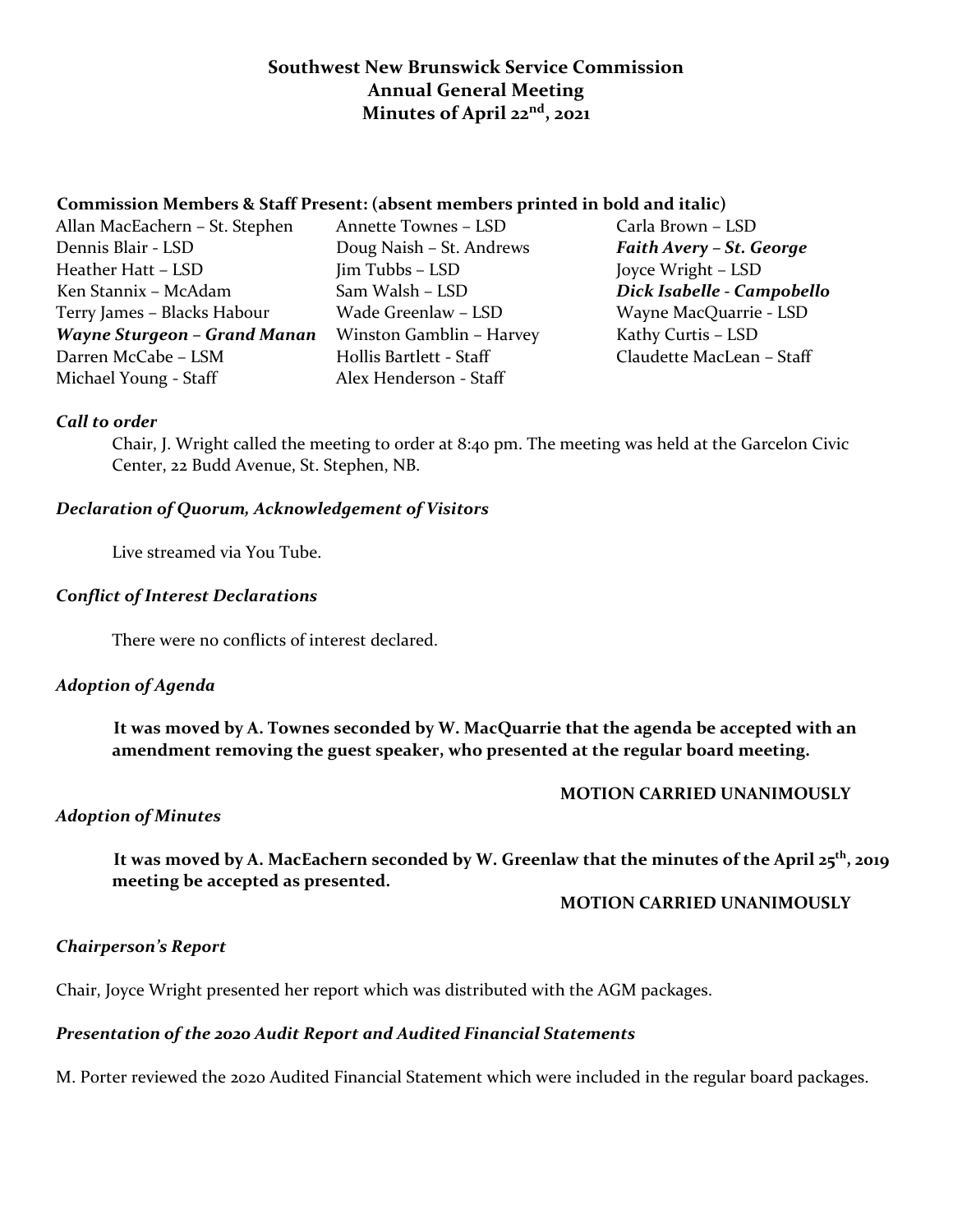**Southwest New Brunswick Service Commission**
**Annual General Meeting**
**Minutes of April 22nd, 2021**

**Commission Members & Staff Present: (absent members printed in bold and italic)**

| | | |
|---|---|---|
| Allan MacEachern – St. Stephen | Annette Townes – LSD | Carla Brown – LSD |
| Dennis Blair - LSD | Doug Naish – St. Andrews | ***Faith Avery – St. George*** |
| Heather Hatt – LSD | Jim Tubbs – LSD | Joyce Wright – LSD |
| Ken Stannix – McAdam | Sam Walsh – LSD | ***Dick Isabelle - Campobello*** |
| Terry James – Blacks Habour | Wade Greenlaw – LSD | Wayne MacQuarrie - LSD |
| ***Wayne Sturgeon – Grand Manan*** | Winston Gamblin – Harvey | Kathy Curtis – LSD |
| Darren McCabe – LSM | Hollis Bartlett - Staff | Claudette MacLean – Staff |
| Michael Young - Staff | Alex Henderson - Staff | |

***Call to order***

Chair, J. Wright called the meeting to order at 8:40 pm. The meeting was held at the Garcelon Civic Center, 22 Budd Avenue, St. Stephen, NB.

***Declaration of Quorum, Acknowledgement of Visitors***

Live streamed via You Tube.

***Conflict of Interest Declarations***

There were no conflicts of interest declared.

***Adoption of Agenda***

**It was moved by A. Townes seconded by W. MacQuarrie that the agenda be accepted with an amendment removing the guest speaker, who presented at the regular board meeting.**

**MOTION CARRIED UNANIMOUSLY**

***Adoption of Minutes***

**It was moved by A. MacEachern seconded by W. Greenlaw that the minutes of the April 25th, 2019 meeting be accepted as presented.**

**MOTION CARRIED UNANIMOUSLY**

***Chairperson's Report***

Chair, Joyce Wright presented her report which was distributed with the AGM packages.

***Presentation of the 2020 Audit Report and Audited Financial Statements***

M. Porter reviewed the 2020 Audited Financial Statement which were included in the regular board packages.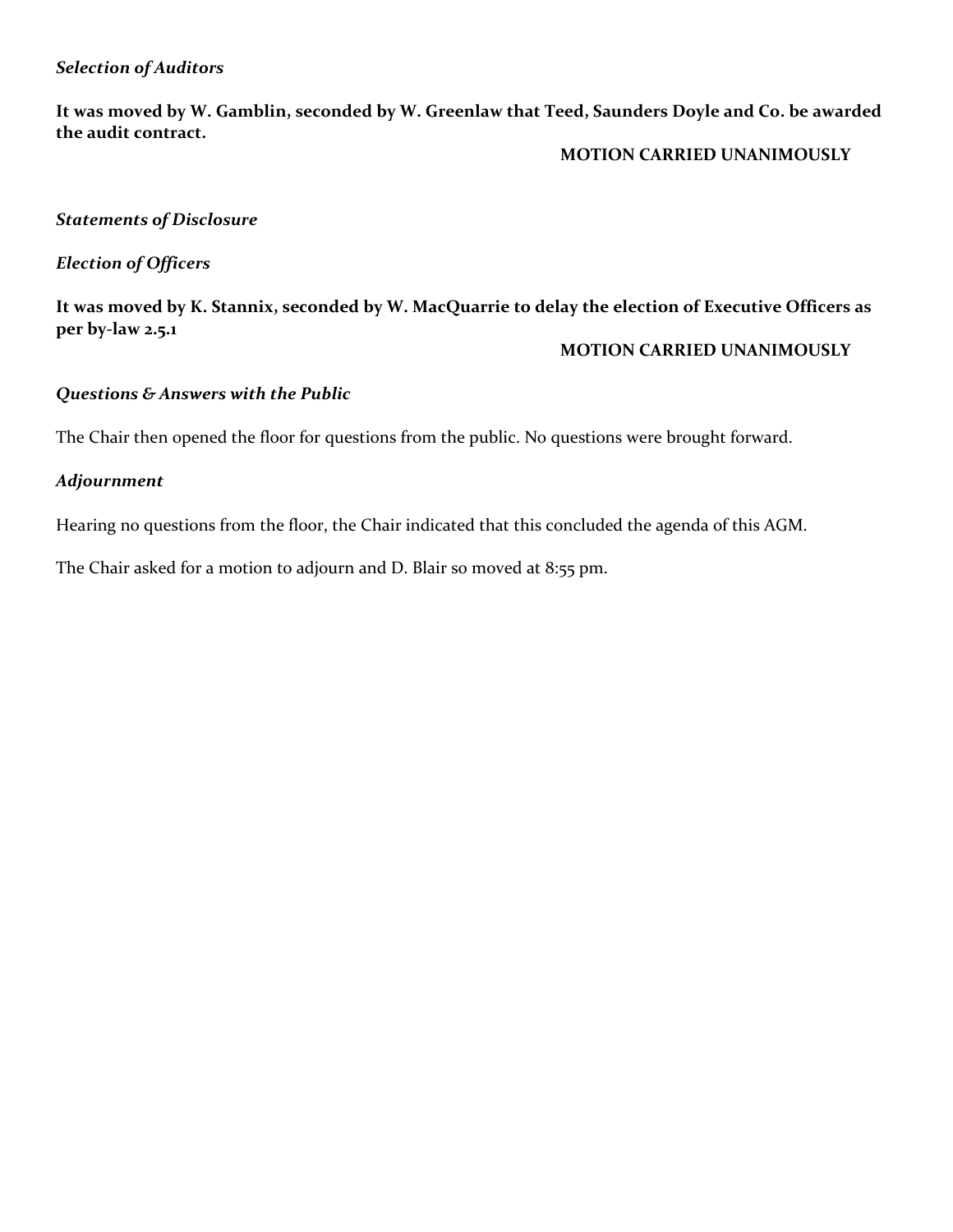*Selection of Auditors*

**It was moved by W. Gamblin, seconded by W. Greenlaw that Teed, Saunders Doyle and Co. be awarded the audit contract.**

**MOTION CARRIED UNANIMOUSLY**

*Statements of Disclosure*

*Election of Officers*

**It was moved by K. Stannix, seconded by W. MacQuarrie to delay the election of Executive Officers as per by-law 2.5.1**

**MOTION CARRIED UNANIMOUSLY**

*Questions & Answers with the Public*

The Chair then opened the floor for questions from the public. No questions were brought forward.

*Adjournment*

Hearing no questions from the floor, the Chair indicated that this concluded the agenda of this AGM.

The Chair asked for a motion to adjourn and D. Blair so moved at 8:55 pm.